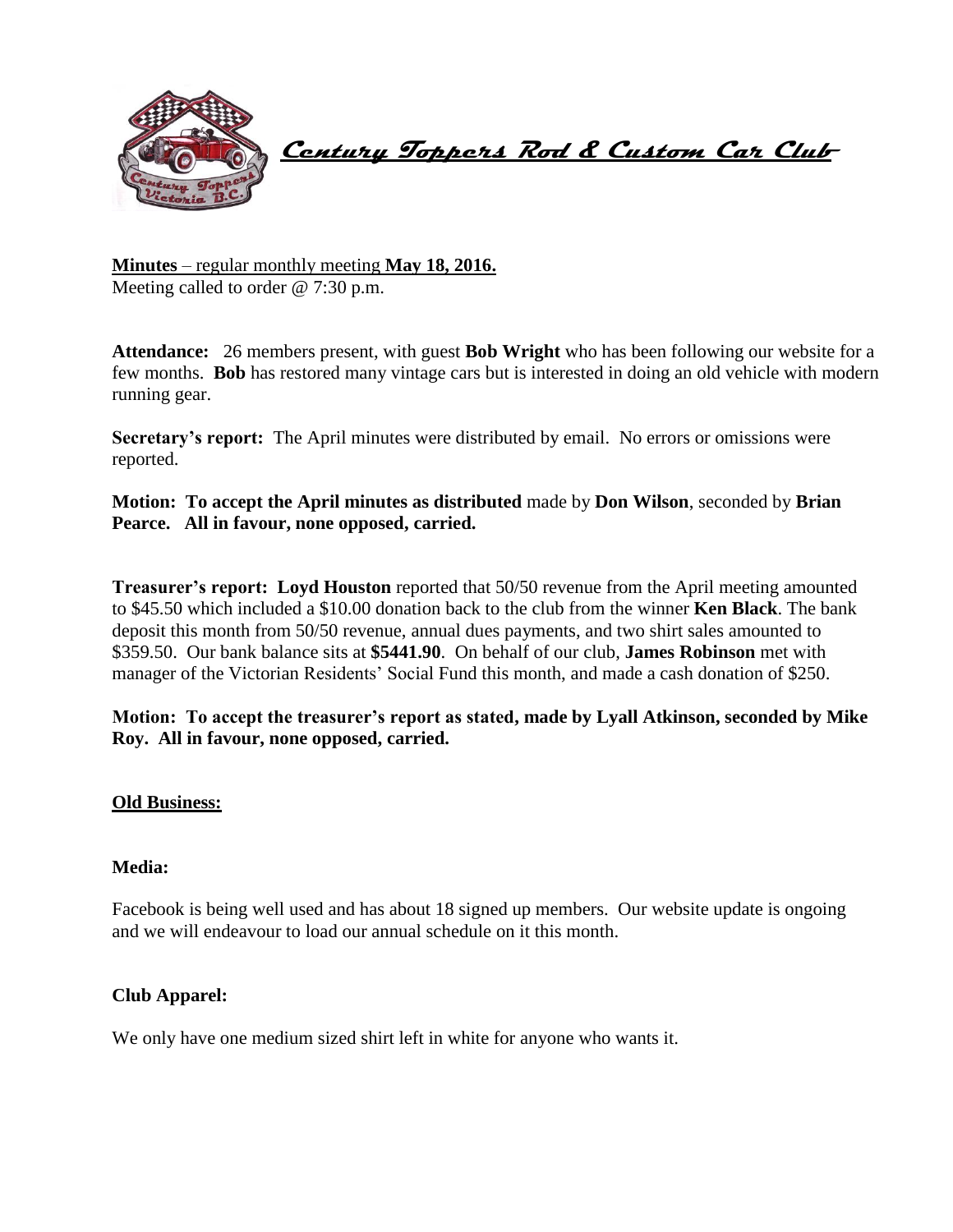# Century Toppers Rod & Custom Car Club

**Minutes** – regular monthly meeting **May 18, 2016.**
Meeting called to order @ 7:30 p.m.

**Attendance:** 26 members present, with guest **Bob Wright** who has been following our website for a few months. **Bob** has restored many vintage cars but is interested in doing an old vehicle with modern running gear.

**Secretary's report:** The April minutes were distributed by email. No errors or omissions were reported.

**Motion: To accept the April minutes as distributed** made by **Don Wilson**, seconded by **Brian Pearce. All in favour, none opposed, carried.**

**Treasurer's report: Loyd Houston** reported that 50/50 revenue from the April meeting amounted to $45.50 which included a $10.00 donation back to the club from the winner **Ken Black**. The bank deposit this month from 50/50 revenue, annual dues payments, and two shirt sales amounted to $359.50. Our bank balance sits at **$5441.90**. On behalf of our club, **James Robinson** met with manager of the Victorian Residents' Social Fund this month, and made a cash donation of $250.

**Motion: To accept the treasurer's report as stated, made by Lyall Atkinson, seconded by Mike Roy. All in favour, none opposed, carried.**

## Old Business:

### Media:

Facebook is being well used and has about 18 signed up members. Our website update is ongoing and we will endeavour to load our annual schedule on it this month.

### Club Apparel:

We only have one medium sized shirt left in white for anyone who wants it.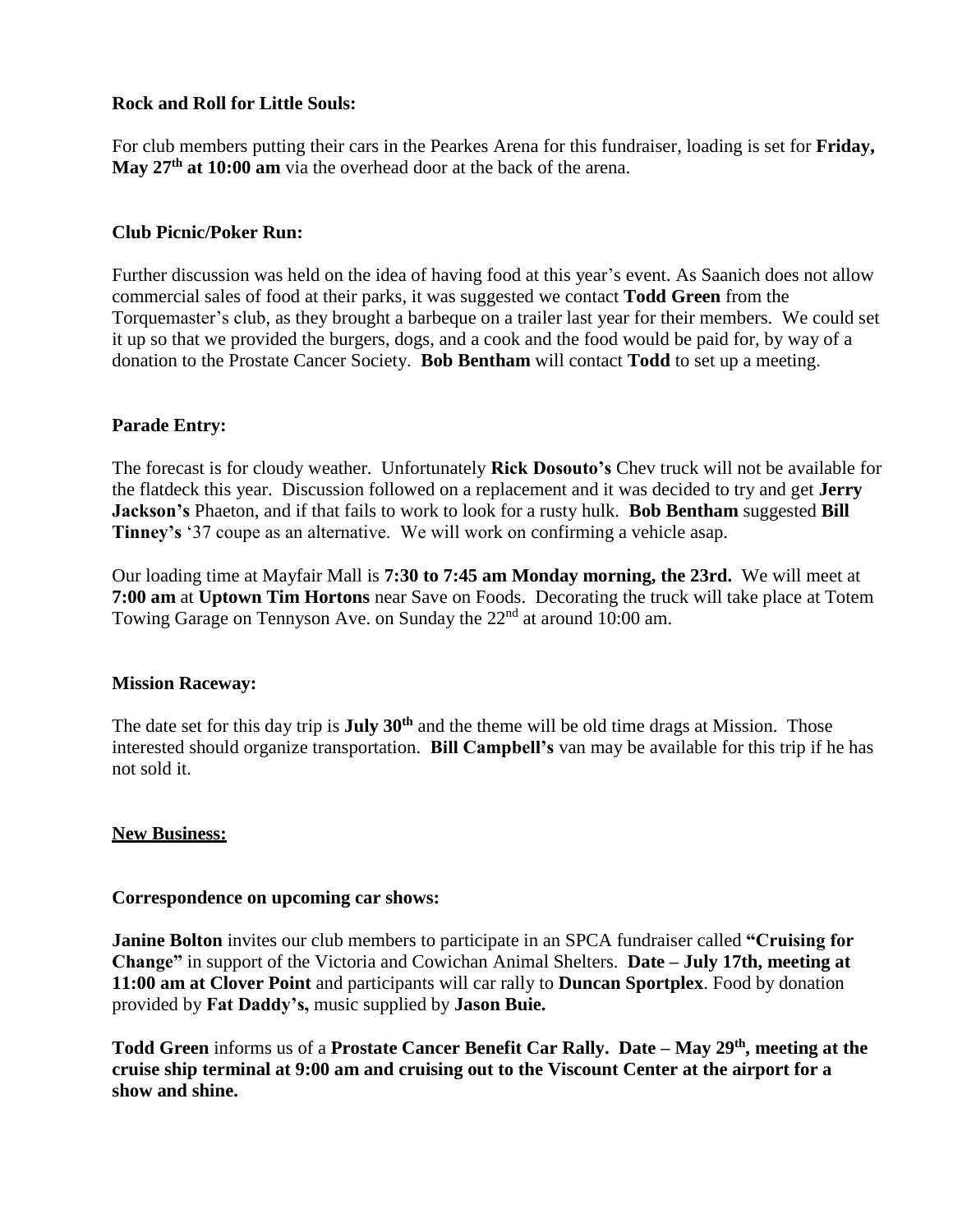**Rock and Roll for Little Souls:**

For club members putting their cars in the Pearkes Arena for this fundraiser, loading is set for **Friday, May 27th at 10:00 am** via the overhead door at the back of the arena.

**Club Picnic/Poker Run:**

Further discussion was held on the idea of having food at this year's event. As Saanich does not allow commercial sales of food at their parks, it was suggested we contact **Todd Green** from the Torquemaster's club, as they brought a barbeque on a trailer last year for their members. We could set it up so that we provided the burgers, dogs, and a cook and the food would be paid for, by way of a donation to the Prostate Cancer Society. **Bob Bentham** will contact **Todd** to set up a meeting.

**Parade Entry:**

The forecast is for cloudy weather. Unfortunately **Rick Dosouto's** Chev truck will not be available for the flatdeck this year. Discussion followed on a replacement and it was decided to try and get **Jerry Jackson's** Phaeton, and if that fails to work to look for a rusty hulk. **Bob Bentham** suggested **Bill Tinney's** '37 coupe as an alternative. We will work on confirming a vehicle asap.

Our loading time at Mayfair Mall is **7:30 to 7:45 am Monday morning, the 23rd.** We will meet at **7:00 am** at **Uptown Tim Hortons** near Save on Foods. Decorating the truck will take place at Totem Towing Garage on Tennyson Ave. on Sunday the 22nd at around 10:00 am.

**Mission Raceway:**

The date set for this day trip is **July 30th** and the theme will be old time drags at Mission. Those interested should organize transportation. **Bill Campbell's** van may be available for this trip if he has not sold it.

**<u>New Business:</u>**

**Correspondence on upcoming car shows:**

**Janine Bolton** invites our club members to participate in an SPCA fundraiser called **"Cruising for Change"** in support of the Victoria and Cowichan Animal Shelters. **Date – July 17th, meeting at 11:00 am at Clover Point** and participants will car rally to **Duncan Sportplex**. Food by donation provided by **Fat Daddy's,** music supplied by **Jason Buie.**

**Todd Green** informs us of a **Prostate Cancer Benefit Car Rally. Date – May 29th, meeting at the cruise ship terminal at 9:00 am and cruising out to the Viscount Center at the airport for a show and shine.**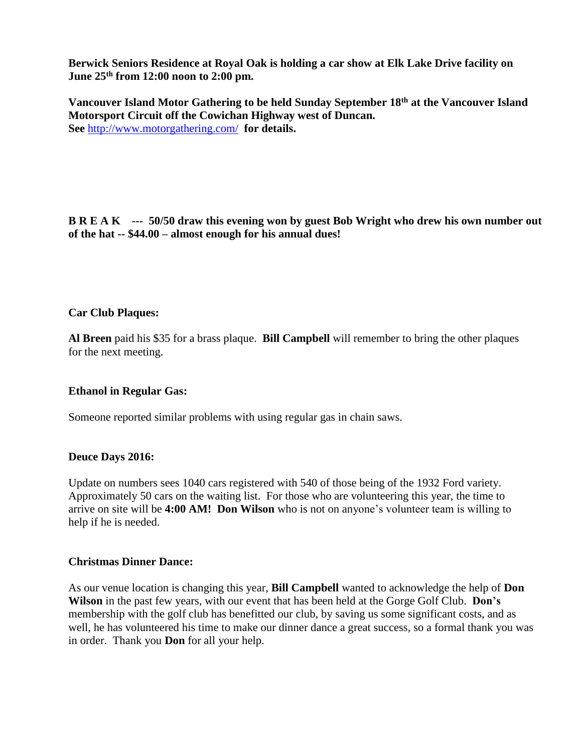**Berwick Seniors Residence at Royal Oak is holding a car show at Elk Lake Drive facility on June 25th from 12:00 noon to 2:00 pm.**

**Vancouver Island Motor Gathering to be held Sunday September 18th at the Vancouver Island Motorsport Circuit off the Cowichan Highway west of Duncan.**
**See** http://www.motorgathering.com/ **for details.**

**B R E A K --- 50/50 draw this evening won by guest Bob Wright who drew his own number out of the hat -- $44.00 – almost enough for his annual dues!**

**Car Club Plaques:**

**Al Breen** paid his $35 for a brass plaque. **Bill Campbell** will remember to bring the other plaques for the next meeting.

**Ethanol in Regular Gas:**

Someone reported similar problems with using regular gas in chain saws.

**Deuce Days 2016:**

Update on numbers sees 1040 cars registered with 540 of those being of the 1932 Ford variety. Approximately 50 cars on the waiting list. For those who are volunteering this year, the time to arrive on site will be **4:00 AM! Don Wilson** who is not on anyone's volunteer team is willing to help if he is needed.

**Christmas Dinner Dance:**

As our venue location is changing this year, **Bill Campbell** wanted to acknowledge the help of **Don Wilson** in the past few years, with our event that has been held at the Gorge Golf Club. **Don's** membership with the golf club has benefitted our club, by saving us some significant costs, and as well, he has volunteered his time to make our dinner dance a great success, so a formal thank you was in order. Thank you **Don** for all your help.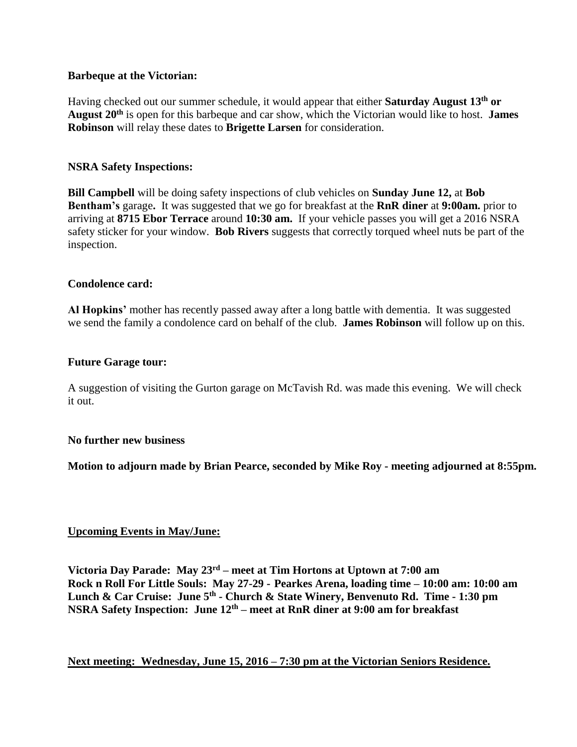**Barbeque at the Victorian:**

Having checked out our summer schedule, it would appear that either **Saturday August 13th or August 20th** is open for this barbeque and car show, which the Victorian would like to host. **James Robinson** will relay these dates to **Brigette Larsen** for consideration.

**NSRA Safety Inspections:**

**Bill Campbell** will be doing safety inspections of club vehicles on **Sunday June 12,** at **Bob Bentham's** garage**.** It was suggested that we go for breakfast at the **RnR diner** at **9:00am.** prior to arriving at **8715 Ebor Terrace** around **10:30 am.** If your vehicle passes you will get a 2016 NSRA safety sticker for your window. **Bob Rivers** suggests that correctly torqued wheel nuts be part of the inspection.

**Condolence card:**

**Al Hopkins'** mother has recently passed away after a long battle with dementia. It was suggested we send the family a condolence card on behalf of the club. **James Robinson** will follow up on this.

**Future Garage tour:**

A suggestion of visiting the Gurton garage on McTavish Rd. was made this evening. We will check it out.

**No further new business**

**Motion to adjourn made by Brian Pearce, seconded by Mike Roy - meeting adjourned at 8:55pm.**

**Upcoming Events in May/June:**

**Victoria Day Parade: May 23rd – meet at Tim Hortons at Uptown at 7:00 am**
**Rock n Roll For Little Souls: May 27-29 - Pearkes Arena, loading time – 10:00 am: 10:00 am**
**Lunch & Car Cruise: June 5th - Church & State Winery, Benvenuto Rd. Time - 1:30 pm**
**NSRA Safety Inspection: June 12th – meet at RnR diner at 9:00 am for breakfast**

**Next meeting: Wednesday, June 15, 2016 – 7:30 pm at the Victorian Seniors Residence.**